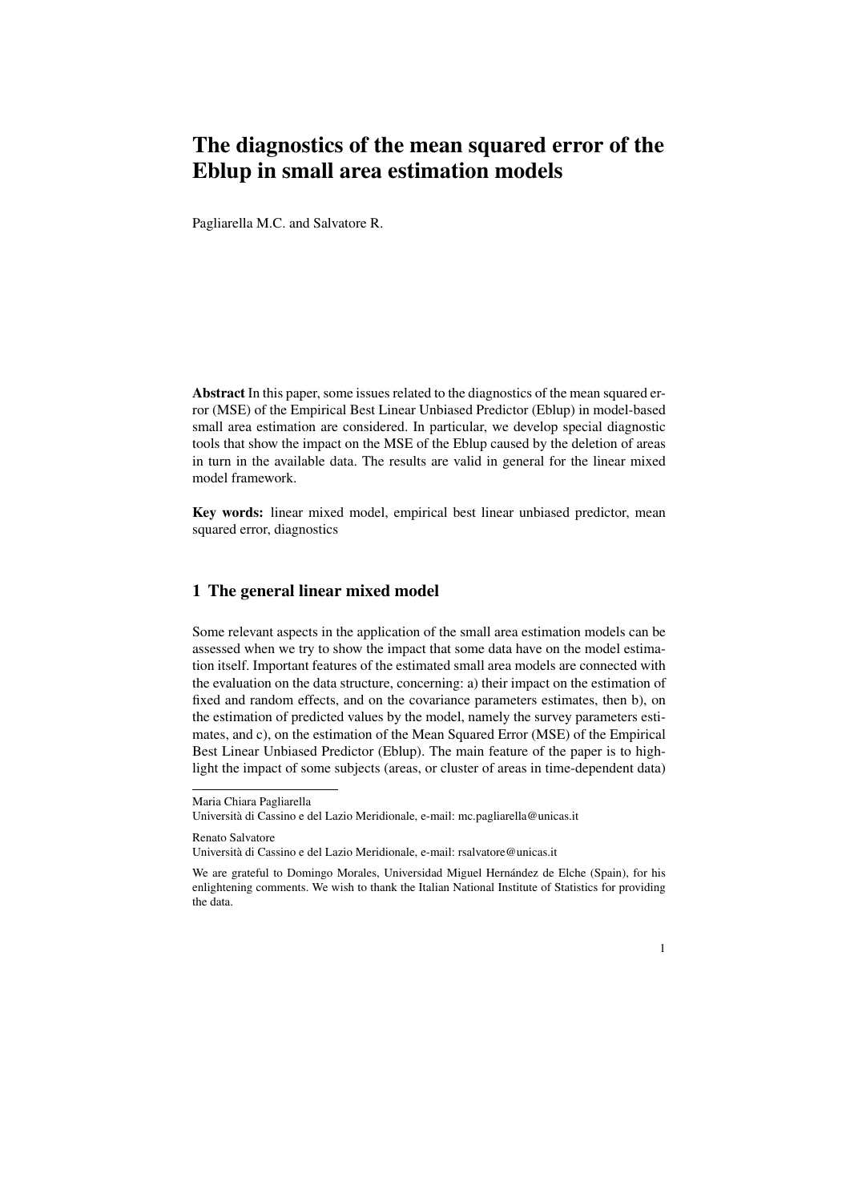# The diagnostics of the mean squared error of the Eblup in small area estimation models

Pagliarella M.C. and Salvatore R.

**Abstract** In this paper, some issues related to the diagnostics of the mean squared error (MSE) of the Empirical Best Linear Unbiased Predictor (Eblup) in model-based small area estimation are considered. In particular, we develop special diagnostic tools that show the impact on the MSE of the Eblup caused by the deletion of areas in turn in the available data. The results are valid in general for the linear mixed model framework.

**Key words:** linear mixed model, empirical best linear unbiased predictor, mean squared error, diagnostics

## 1 The general linear mixed model

Some relevant aspects in the application of the small area estimation models can be assessed when we try to show the impact that some data have on the model estimation itself. Important features of the estimated small area models are connected with the evaluation on the data structure, concerning: a) their impact on the estimation of fixed and random effects, and on the covariance parameters estimates, then b), on the estimation of predicted values by the model, namely the survey parameters estimates, and c), on the estimation of the Mean Squared Error (MSE) of the Empirical Best Linear Unbiased Predictor (Eblup). The main feature of the paper is to highlight the impact of some subjects (areas, or cluster of areas in time-dependent data)

---

Maria Chiara Pagliarella
Università di Cassino e del Lazio Meridionale, e-mail: mc.pagliarella@unicas.it

Renato Salvatore
Università di Cassino e del Lazio Meridionale, e-mail: rsalvatore@unicas.it

We are grateful to Domingo Morales, Universidad Miguel Hernández de Elche (Spain), for his enlightening comments. We wish to thank the Italian National Institute of Statistics for providing the data.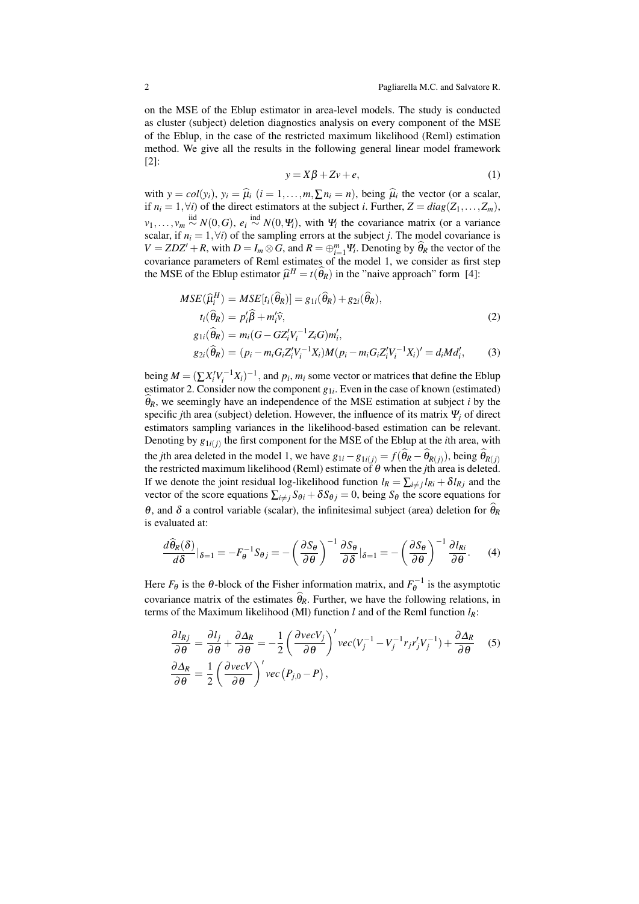on the MSE of the Eblup estimator in area-level models. The study is conducted as cluster (subject) deletion diagnostics analysis on every component of the MSE of the Eblup, in the case of the restricted maximum likelihood (Reml) estimation method. We give all the results in the following general linear model framework [2]:

$$y = X\beta + Zv + e, \tag{1}$$

with $y = col(y_i)$, $y_i = \widehat{\mu}_i$ $(i = 1,\ldots,m, \sum n_i = n)$, being $\widehat{\mu}_i$ the vector (or a scalar, if $n_i = 1, \forall i$) of the direct estimators at the subject $i$. Further, $Z = diag(Z_1,\ldots,Z_m)$, $v_1,\ldots,v_m \overset{\text{iid}}{\sim} N(0,G)$, $e_i \overset{\text{ind}}{\sim} N(0,\Psi_i)$, with $\Psi_i$ the covariance matrix (or a variance scalar, if $n_i = 1, \forall i$) of the sampling errors at the subject $j$. The model covariance is $V = ZDZ' + R$, with $D = I_m \otimes G$, and $R = \oplus_{i=1}^{m} \Psi_i$. Denoting by $\widehat{\theta}_R$ the vector of the covariance parameters of Reml estimates of the model 1, we consider as first step the MSE of the Eblup estimator $\widehat{\mu}^H = t(\widehat{\theta}_R)$ in the "naive approach" form [4]:

$$
\begin{aligned}
MSE(\widehat{\mu}_i^H) &= MSE[t_i(\widehat{\theta}_R)] = g_{1i}(\widehat{\theta}_R) + g_{2i}(\widehat{\theta}_R),\\
t_i(\widehat{\theta}_R) &= p_i'\widehat{\beta} + m_i'\widehat{v}, \qquad\qquad (2)\\
g_{1i}(\widehat{\theta}_R) &= m_i(G - GZ_i'V_i^{-1}Z_iG)m_i',\\
g_{2i}(\widehat{\theta}_R) &= (p_i - m_iG_iZ_i'V_i^{-1}X_i)M(p_i - m_iG_iZ_i'V_i^{-1}X_i)' = d_iMd_i', \qquad (3)
\end{aligned}
$$

being $M = (\sum X_i'V_i^{-1}X_i)^{-1}$, and $p_i$, $m_i$ some vector or matrices that define the Eblup estimator 2. Consider now the component $g_{1i}$. Even in the case of known (estimated) $\widehat{\theta}_R$, we seemingly have an independence of the MSE estimation at subject $i$ by the specific $j$th area (subject) deletion. However, the influence of its matrix $\Psi_j$ of direct estimators sampling variances in the likelihood-based estimation can be relevant. Denoting by $g_{1i(j)}$ the first component for the MSE of the Eblup at the $i$th area, with the $j$th area deleted in the model 1, we have $g_{1i} - g_{1i(j)} = f(\widehat{\theta}_R - \widehat{\theta}_{R(j)})$, being $\widehat{\theta}_{R(j)}$ the restricted maximum likelihood (Reml) estimate of $\theta$ when the $j$th area is deleted. If we denote the joint residual log-likelihood function $l_R = \sum_{i\neq j} l_{Ri} + \delta l_{Rj}$ and the vector of the score equations $\sum_{i\neq j} S_{\theta i} + \delta S_{\theta j} = 0$, being $S_\theta$ the score equations for $\theta$, and $\delta$ a control variable (scalar), the infinitesimal subject (area) deletion for $\widehat{\theta}_R$ is evaluated at:

$$\frac{d\widehat{\theta}_R(\delta)}{d\delta}\Big|_{\delta=1} = -F_\theta^{-1}S_{\theta j} = -\left(\frac{\partial S_\theta}{\partial \theta}\right)^{-1}\frac{\partial S_\theta}{\partial \delta}\Big|_{\delta=1} = -\left(\frac{\partial S_\theta}{\partial \theta}\right)^{-1}\frac{\partial l_{Ri}}{\partial \theta}. \tag{4}$$

Here $F_\theta$ is the $\theta$-block of the Fisher information matrix, and $F_\theta^{-1}$ is the asymptotic covariance matrix of the estimates $\widehat{\theta}_R$. Further, we have the following relations, in terms of the Maximum likelihood (Ml) function $l$ and of the Reml function $l_R$:

$$
\begin{aligned}
\frac{\partial l_{Rj}}{\partial \theta} &= \frac{\partial l_j}{\partial \theta} + \frac{\partial \Delta_R}{\partial \theta} = -\frac{1}{2}\left(\frac{\partial vecV_j}{\partial \theta}\right)' vec(V_j^{-1} - V_j^{-1}r_jr_j'V_j^{-1}) + \frac{\partial \Delta_R}{\partial \theta} \qquad (5)\\
\frac{\partial \Delta_R}{\partial \theta} &= \frac{1}{2}\left(\frac{\partial vecV}{\partial \theta}\right)' vec\left(P_{j,0} - P\right),
\end{aligned}
$$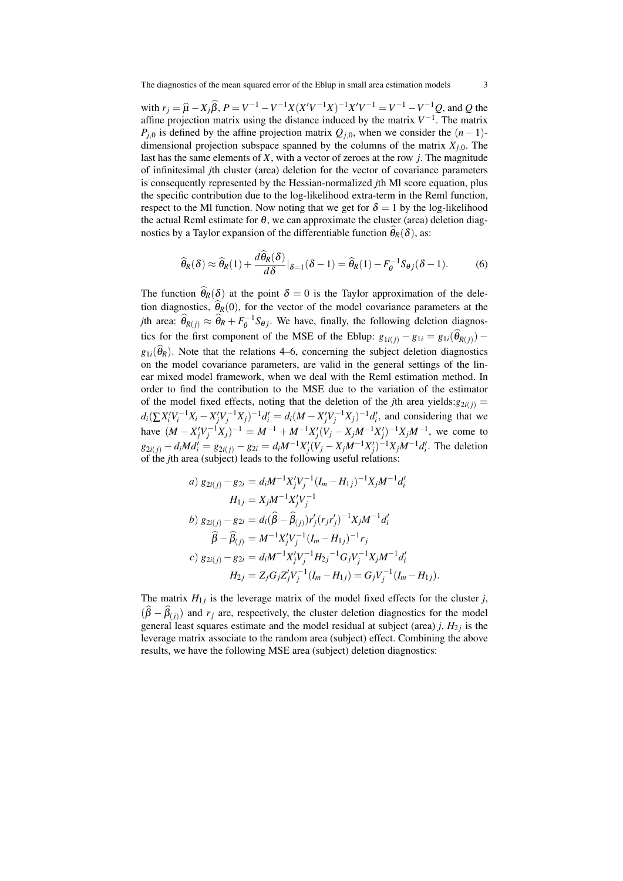with $r_j = \widehat{\mu} - X_j\widehat{\beta}$, $P = V^{-1} - V^{-1}X(X'V^{-1}X)^{-1}X'V^{-1} = V^{-1} - V^{-1}Q$, and $Q$ the affine projection matrix using the distance induced by the matrix $V^{-1}$. The matrix $P_{j,0}$ is defined by the affine projection matrix $Q_{j,0}$, when we consider the $(n-1)$-dimensional projection subspace spanned by the columns of the matrix $X_{j,0}$. The last has the same elements of $X$, with a vector of zeroes at the row $j$. The magnitude of infinitesimal $j$th cluster (area) deletion for the vector of covariance parameters is consequently represented by the Hessian-normalized $j$th Ml score equation, plus the specific contribution due to the log-likelihood extra-term in the Reml function, respect to the Ml function. Now noting that we get for $\delta = 1$ by the log-likelihood the actual Reml estimate for $\theta$, we can approximate the cluster (area) deletion diagnostics by a Taylor expansion of the differentiable function $\widehat{\theta}_R(\delta)$, as:

$$\widehat{\theta}_R(\delta) \approx \widehat{\theta}_R(1) + \frac{d\widehat{\theta}_R(\delta)}{d\delta}|_{\delta=1}(\delta - 1) = \widehat{\theta}_R(1) - F_\theta^{-1}S_{\theta j}(\delta - 1). \qquad (6)$$

The function $\widehat{\theta}_R(\delta)$ at the point $\delta = 0$ is the Taylor approximation of the deletion diagnostics, $\widehat{\theta}_R(0)$, for the vector of the model covariance parameters at the $j$th area: $\widehat{\theta}_{R(j)} \approx \widehat{\theta}_R + F_\theta^{-1}S_{\theta j}$. We have, finally, the following deletion diagnostics for the first component of the MSE of the Eblup: $g_{1i(j)} - g_{1i} = g_{1i}(\widehat{\theta}_{R(j)}) - g_{1i}(\widehat{\theta}_R)$. Note that the relations 4–6, concerning the subject deletion diagnostics on the model covariance parameters, are valid in the general settings of the linear mixed model framework, when we deal with the Reml estimation method. In order to find the contribution to the MSE due to the variation of the estimator of the model fixed effects, noting that the deletion of the $j$th area yields: $g_{2i(j)} = d_i(\sum X_i'V_i^{-1}X_i - X_j'V_j^{-1}X_j)^{-1}d_i' = d_i(M - X_j'V_j^{-1}X_j)^{-1}d_i'$, and considering that we have $(M - X_j'V_j^{-1}X_j)^{-1} = M^{-1} + M^{-1}X_j'(V_j - X_jM^{-1}X_j')^{-1}X_jM^{-1}$, we come to $g_{2i(j)} - d_iMd_i' = g_{2i(j)} - g_{2i} = d_iM^{-1}X_j'(V_j - X_jM^{-1}X_j')^{-1}X_jM^{-1}d_i'$. The deletion of the $j$th area (subject) leads to the following useful relations:

$$\begin{aligned}
&a)\ g_{2i(j)} - g_{2i} = d_iM^{-1}X_j'V_j^{-1}(I_m - H_{1j})^{-1}X_jM^{-1}d_i' \\
&\qquad H_{1j} = X_jM^{-1}X_j'V_j^{-1} \\
&b)\ g_{2i(j)} - g_{2i} = d_i(\widehat{\beta} - \widehat{\beta}_{(j)})r_j'(r_jr_j')^{-1}X_jM^{-1}d_i' \\
&\qquad \widehat{\beta} - \widehat{\beta}_{(j)} = M^{-1}X_j'V_j^{-1}(I_m - H_{1j})^{-1}r_j \\
&c)\ g_{2i(j)} - g_{2i} = d_iM^{-1}X_j'V_j^{-1}{H_{2j}}^{-1}G_jV_j^{-1}X_jM^{-1}d_i' \\
&\qquad H_{2j} = Z_jG_jZ_j'V_j^{-1}(I_m - H_{1j}) = G_jV_j^{-1}(I_m - H_{1j}).
\end{aligned}$$

The matrix $H_{1j}$ is the leverage matrix of the model fixed effects for the cluster $j$, $(\widehat{\beta} - \widehat{\beta}_{(j)})$ and $r_j$ are, respectively, the cluster deletion diagnostics for the model general least squares estimate and the model residual at subject (area) $j$, $H_{2j}$ is the leverage matrix associate to the random area (subject) effect. Combining the above results, we have the following MSE area (subject) deletion diagnostics: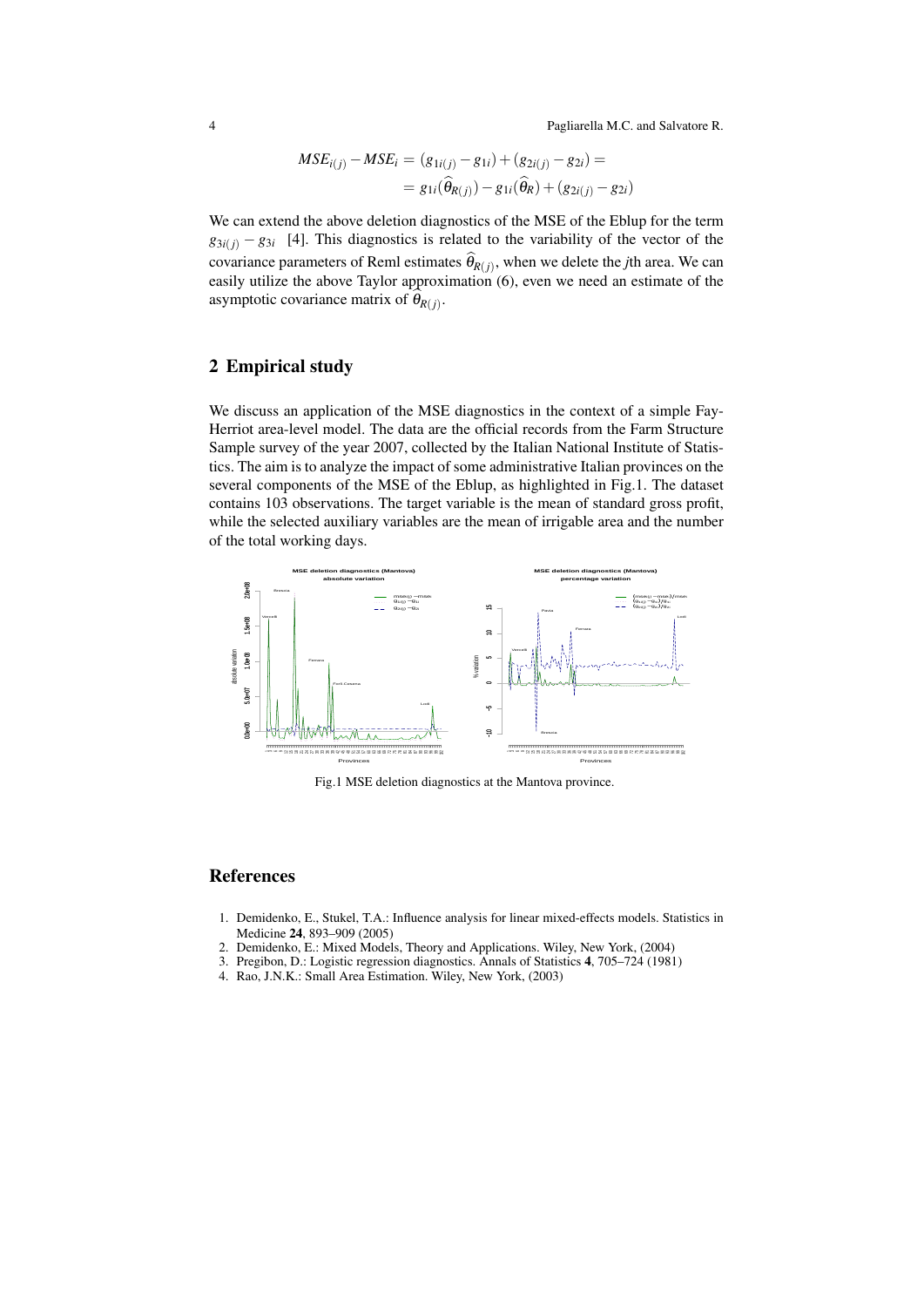$$
\begin{aligned}
MSE_{i(j)} - MSE_i &= (g_{1i(j)} - g_{1i}) + (g_{2i(j)} - g_{2i}) = \\
&= g_{1i}(\widehat{\theta}_{R(j)}) - g_{1i}(\widehat{\theta}_R) + (g_{2i(j)} - g_{2i})
\end{aligned}
$$

We can extend the above deletion diagnostics of the MSE of the Eblup for the term $g_{3i(j)} - g_{3i}$ [4]. This diagnostics is related to the variability of the vector of the covariance parameters of Reml estimates $\widehat{\theta}_{R(j)}$, when we delete the $j$th area. We can easily utilize the above Taylor approximation (6), even we need an estimate of the asymptotic covariance matrix of $\widehat{\theta}_{R(j)}$.

## 2 Empirical study

We discuss an application of the MSE diagnostics in the context of a simple Fay-Herriot area-level model. The data are the official records from the Farm Structure Sample survey of the year 2007, collected by the Italian National Institute of Statistics. The aim is to analyze the impact of some administrative Italian provinces on the several components of the MSE of the Eblup, as highlighted in Fig.1. The dataset contains 103 observations. The target variable is the mean of standard gross profit, while the selected auxiliary variables are the mean of irrigable area and the number of the total working days.

MSE deletion diagnostics (Mantova)
absolute variation

MSE deletion diagnostics (Mantova)
percentage variation

Fig.1 MSE deletion diagnostics at the Mantova province.

## References

1. Demidenko, E., Stukel, T.A.: Influence analysis for linear mixed-effects models. Statistics in Medicine **24**, 893–909 (2005)
2. Demidenko, E.: Mixed Models, Theory and Applications. Wiley, New York, (2004)
3. Pregibon, D.: Logistic regression diagnostics. Annals of Statistics **4**, 705–724 (1981)
4. Rao, J.N.K.: Small Area Estimation. Wiley, New York, (2003)